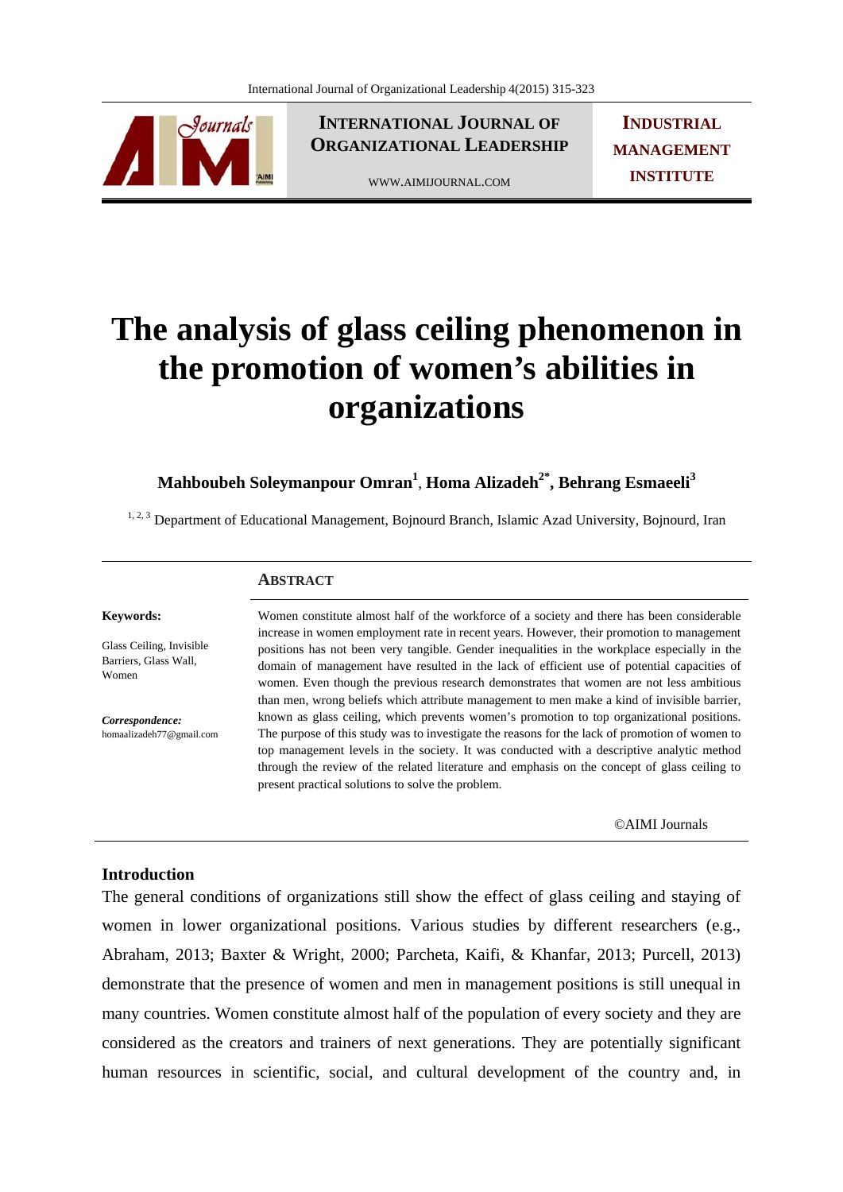# The analysis of glass ceiling phenomenon in the promotion of women's abilities in organizations

**Mahboubeh Soleymanpour Omran[1], Homa Alizadeh[2*], Behrang Esmaeeli[3]**

[1, 2, 3] Department of Educational Management, Bojnourd Branch, Islamic Azad University, Bojnourd, Iran

**Keywords:**

Glass Ceiling, Invisible Barriers, Glass Wall, Women

***Correspondence:***
homaalizadeh77@gmail.com

## ABSTRACT

Women constitute almost half of the workforce of a society and there has been considerable increase in women employment rate in recent years. However, their promotion to management positions has not been very tangible. Gender inequalities in the workplace especially in the domain of management have resulted in the lack of efficient use of potential capacities of women. Even though the previous research demonstrates that women are not less ambitious than men, wrong beliefs which attribute management to men make a kind of invisible barrier, known as glass ceiling, which prevents women's promotion to top organizational positions. The purpose of this study was to investigate the reasons for the lack of promotion of women to top management levels in the society. It was conducted with a descriptive analytic method through the review of the related literature and emphasis on the concept of glass ceiling to present practical solutions to solve the problem.

©AIMI Journals

## Introduction

The general conditions of organizations still show the effect of glass ceiling and staying of women in lower organizational positions. Various studies by different researchers (e.g., Abraham, 2013; Baxter & Wright, 2000; Parcheta, Kaifi, & Khanfar, 2013; Purcell, 2013) demonstrate that the presence of women and men in management positions is still unequal in many countries. Women constitute almost half of the population of every society and they are considered as the creators and trainers of next generations. They are potentially significant human resources in scientific, social, and cultural development of the country and, in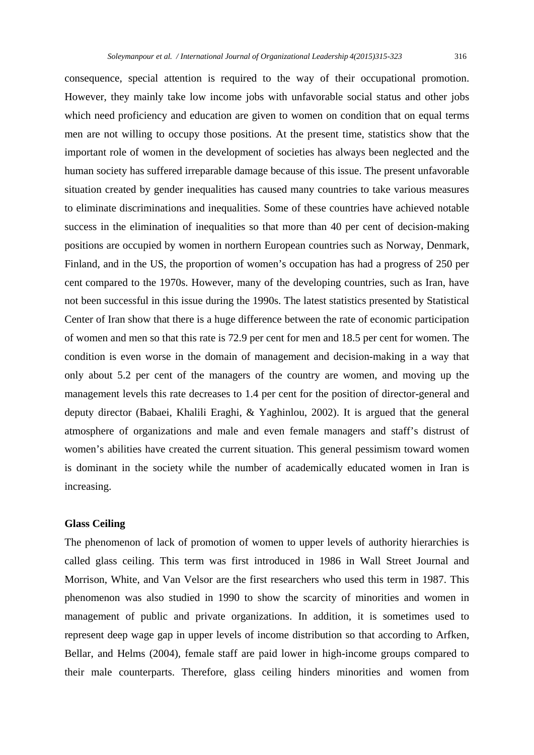consequence, special attention is required to the way of their occupational promotion. However, they mainly take low income jobs with unfavorable social status and other jobs which need proficiency and education are given to women on condition that on equal terms men are not willing to occupy those positions. At the present time, statistics show that the important role of women in the development of societies has always been neglected and the human society has suffered irreparable damage because of this issue. The present unfavorable situation created by gender inequalities has caused many countries to take various measures to eliminate discriminations and inequalities. Some of these countries have achieved notable success in the elimination of inequalities so that more than 40 per cent of decision-making positions are occupied by women in northern European countries such as Norway, Denmark, Finland, and in the US, the proportion of women's occupation has had a progress of 250 per cent compared to the 1970s. However, many of the developing countries, such as Iran, have not been successful in this issue during the 1990s. The latest statistics presented by Statistical Center of Iran show that there is a huge difference between the rate of economic participation of women and men so that this rate is 72.9 per cent for men and 18.5 per cent for women. The condition is even worse in the domain of management and decision-making in a way that only about 5.2 per cent of the managers of the country are women, and moving up the management levels this rate decreases to 1.4 per cent for the position of director-general and deputy director (Babaei, Khalili Eraghi, & Yaghinlou, 2002). It is argued that the general atmosphere of organizations and male and even female managers and staff's distrust of women's abilities have created the current situation. This general pessimism toward women is dominant in the society while the number of academically educated women in Iran is increasing.

**Glass Ceiling**

The phenomenon of lack of promotion of women to upper levels of authority hierarchies is called glass ceiling. This term was first introduced in 1986 in Wall Street Journal and Morrison, White, and Van Velsor are the first researchers who used this term in 1987. This phenomenon was also studied in 1990 to show the scarcity of minorities and women in management of public and private organizations. In addition, it is sometimes used to represent deep wage gap in upper levels of income distribution so that according to Arfken, Bellar, and Helms (2004), female staff are paid lower in high-income groups compared to their male counterparts. Therefore, glass ceiling hinders minorities and women from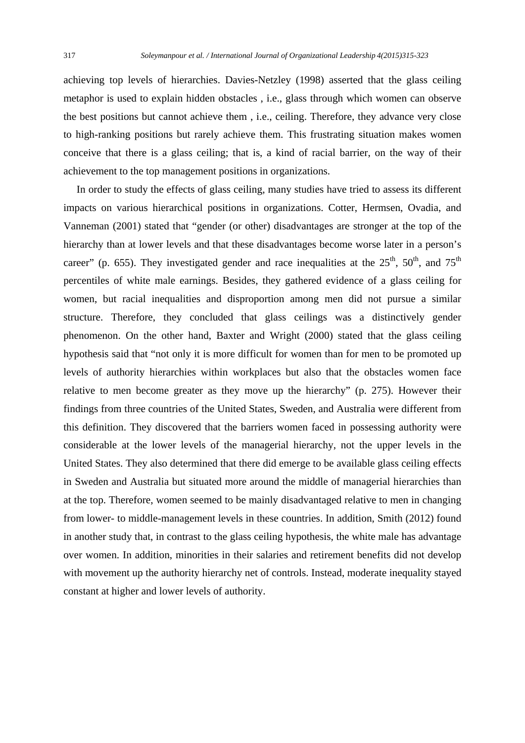achieving top levels of hierarchies. Davies-Netzley (1998) asserted that the glass ceiling metaphor is used to explain hidden obstacles , i.e., glass through which women can observe the best positions but cannot achieve them , i.e., ceiling. Therefore, they advance very close to high-ranking positions but rarely achieve them. This frustrating situation makes women conceive that there is a glass ceiling; that is, a kind of racial barrier, on the way of their achievement to the top management positions in organizations.

In order to study the effects of glass ceiling, many studies have tried to assess its different impacts on various hierarchical positions in organizations. Cotter, Hermsen, Ovadia, and Vanneman (2001) stated that "gender (or other) disadvantages are stronger at the top of the hierarchy than at lower levels and that these disadvantages become worse later in a person's career" (p. 655). They investigated gender and race inequalities at the 25th, 50th, and 75th percentiles of white male earnings. Besides, they gathered evidence of a glass ceiling for women, but racial inequalities and disproportion among men did not pursue a similar structure. Therefore, they concluded that glass ceilings was a distinctively gender phenomenon. On the other hand, Baxter and Wright (2000) stated that the glass ceiling hypothesis said that "not only it is more difficult for women than for men to be promoted up levels of authority hierarchies within workplaces but also that the obstacles women face relative to men become greater as they move up the hierarchy" (p. 275). However their findings from three countries of the United States, Sweden, and Australia were different from this definition. They discovered that the barriers women faced in possessing authority were considerable at the lower levels of the managerial hierarchy, not the upper levels in the United States. They also determined that there did emerge to be available glass ceiling effects in Sweden and Australia but situated more around the middle of managerial hierarchies than at the top. Therefore, women seemed to be mainly disadvantaged relative to men in changing from lower- to middle-management levels in these countries. In addition, Smith (2012) found in another study that, in contrast to the glass ceiling hypothesis, the white male has advantage over women. In addition, minorities in their salaries and retirement benefits did not develop with movement up the authority hierarchy net of controls. Instead, moderate inequality stayed constant at higher and lower levels of authority.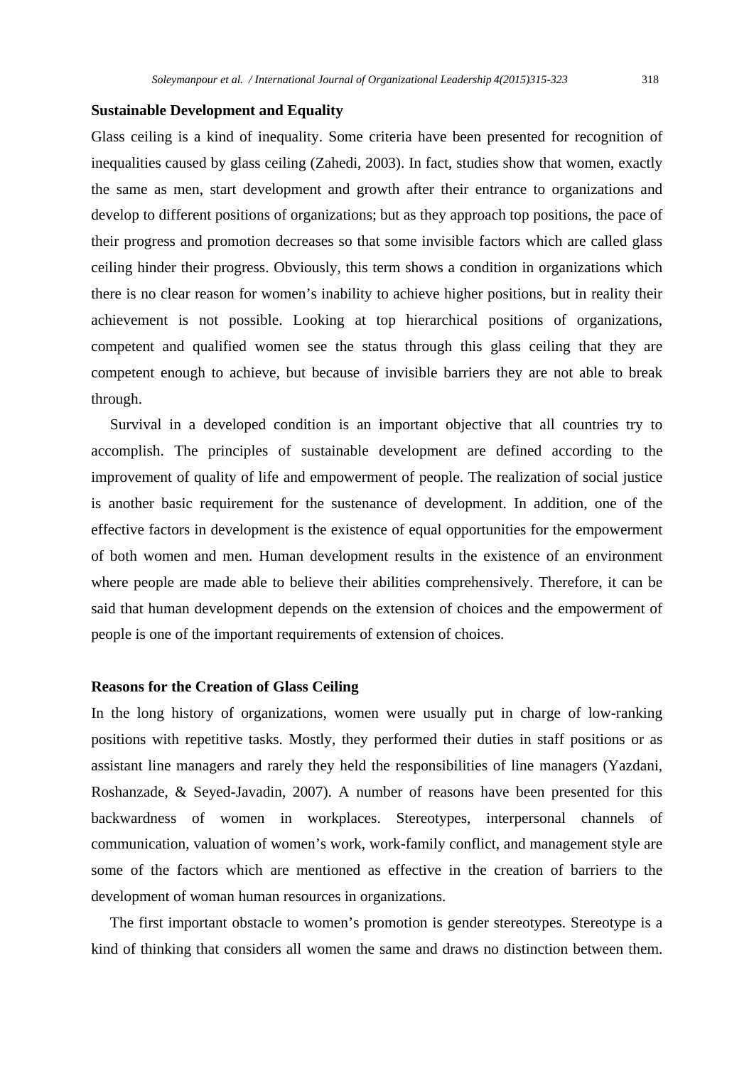**Sustainable Development and Equality**

Glass ceiling is a kind of inequality. Some criteria have been presented for recognition of inequalities caused by glass ceiling (Zahedi, 2003). In fact, studies show that women, exactly the same as men, start development and growth after their entrance to organizations and develop to different positions of organizations; but as they approach top positions, the pace of their progress and promotion decreases so that some invisible factors which are called glass ceiling hinder their progress. Obviously, this term shows a condition in organizations which there is no clear reason for women's inability to achieve higher positions, but in reality their achievement is not possible. Looking at top hierarchical positions of organizations, competent and qualified women see the status through this glass ceiling that they are competent enough to achieve, but because of invisible barriers they are not able to break through.

Survival in a developed condition is an important objective that all countries try to accomplish. The principles of sustainable development are defined according to the improvement of quality of life and empowerment of people. The realization of social justice is another basic requirement for the sustenance of development. In addition, one of the effective factors in development is the existence of equal opportunities for the empowerment of both women and men. Human development results in the existence of an environment where people are made able to believe their abilities comprehensively. Therefore, it can be said that human development depends on the extension of choices and the empowerment of people is one of the important requirements of extension of choices.

**Reasons for the Creation of Glass Ceiling**

In the long history of organizations, women were usually put in charge of low-ranking positions with repetitive tasks. Mostly, they performed their duties in staff positions or as assistant line managers and rarely they held the responsibilities of line managers (Yazdani, Roshanzade, & Seyed-Javadin, 2007). A number of reasons have been presented for this backwardness of women in workplaces. Stereotypes, interpersonal channels of communication, valuation of women's work, work-family conflict, and management style are some of the factors which are mentioned as effective in the creation of barriers to the development of woman human resources in organizations.

The first important obstacle to women's promotion is gender stereotypes. Stereotype is a kind of thinking that considers all women the same and draws no distinction between them.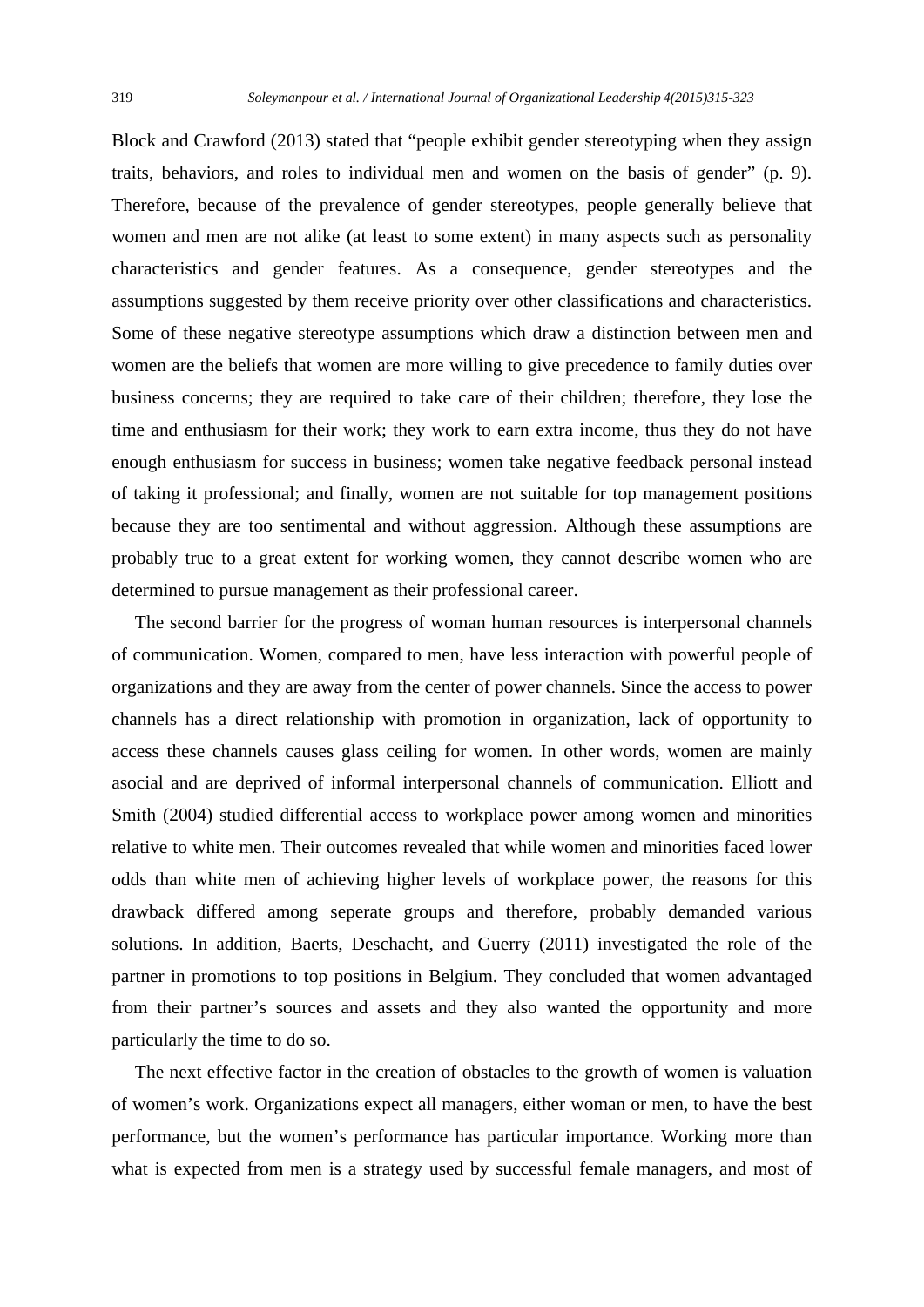Block and Crawford (2013) stated that "people exhibit gender stereotyping when they assign traits, behaviors, and roles to individual men and women on the basis of gender" (p. 9). Therefore, because of the prevalence of gender stereotypes, people generally believe that women and men are not alike (at least to some extent) in many aspects such as personality characteristics and gender features. As a consequence, gender stereotypes and the assumptions suggested by them receive priority over other classifications and characteristics. Some of these negative stereotype assumptions which draw a distinction between men and women are the beliefs that women are more willing to give precedence to family duties over business concerns; they are required to take care of their children; therefore, they lose the time and enthusiasm for their work; they work to earn extra income, thus they do not have enough enthusiasm for success in business; women take negative feedback personal instead of taking it professional; and finally, women are not suitable for top management positions because they are too sentimental and without aggression. Although these assumptions are probably true to a great extent for working women, they cannot describe women who are determined to pursue management as their professional career.

The second barrier for the progress of woman human resources is interpersonal channels of communication. Women, compared to men, have less interaction with powerful people of organizations and they are away from the center of power channels. Since the access to power channels has a direct relationship with promotion in organization, lack of opportunity to access these channels causes glass ceiling for women. In other words, women are mainly asocial and are deprived of informal interpersonal channels of communication. Elliott and Smith (2004) studied differential access to workplace power among women and minorities relative to white men. Their outcomes revealed that while women and minorities faced lower odds than white men of achieving higher levels of workplace power, the reasons for this drawback differed among seperate groups and therefore, probably demanded various solutions. In addition, Baerts, Deschacht, and Guerry (2011) investigated the role of the partner in promotions to top positions in Belgium. They concluded that women advantaged from their partner's sources and assets and they also wanted the opportunity and more particularly the time to do so.

The next effective factor in the creation of obstacles to the growth of women is valuation of women's work. Organizations expect all managers, either woman or men, to have the best performance, but the women's performance has particular importance. Working more than what is expected from men is a strategy used by successful female managers, and most of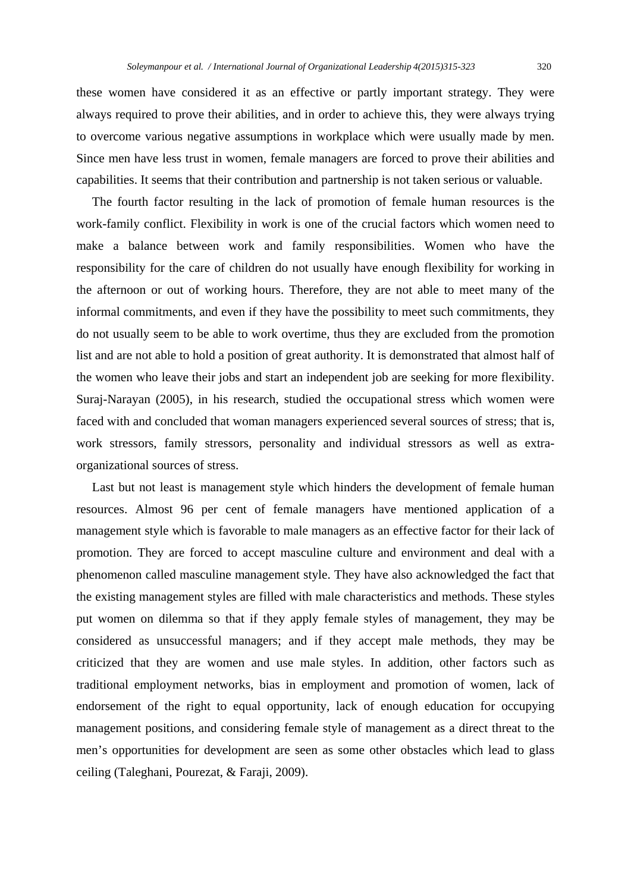these women have considered it as an effective or partly important strategy. They were always required to prove their abilities, and in order to achieve this, they were always trying to overcome various negative assumptions in workplace which were usually made by men. Since men have less trust in women, female managers are forced to prove their abilities and capabilities. It seems that their contribution and partnership is not taken serious or valuable.

The fourth factor resulting in the lack of promotion of female human resources is the work-family conflict. Flexibility in work is one of the crucial factors which women need to make a balance between work and family responsibilities. Women who have the responsibility for the care of children do not usually have enough flexibility for working in the afternoon or out of working hours. Therefore, they are not able to meet many of the informal commitments, and even if they have the possibility to meet such commitments, they do not usually seem to be able to work overtime, thus they are excluded from the promotion list and are not able to hold a position of great authority. It is demonstrated that almost half of the women who leave their jobs and start an independent job are seeking for more flexibility. Suraj-Narayan (2005), in his research, studied the occupational stress which women were faced with and concluded that woman managers experienced several sources of stress; that is, work stressors, family stressors, personality and individual stressors as well as extra-organizational sources of stress.

Last but not least is management style which hinders the development of female human resources. Almost 96 per cent of female managers have mentioned application of a management style which is favorable to male managers as an effective factor for their lack of promotion. They are forced to accept masculine culture and environment and deal with a phenomenon called masculine management style. They have also acknowledged the fact that the existing management styles are filled with male characteristics and methods. These styles put women on dilemma so that if they apply female styles of management, they may be considered as unsuccessful managers; and if they accept male methods, they may be criticized that they are women and use male styles. In addition, other factors such as traditional employment networks, bias in employment and promotion of women, lack of endorsement of the right to equal opportunity, lack of enough education for occupying management positions, and considering female style of management as a direct threat to the men's opportunities for development are seen as some other obstacles which lead to glass ceiling (Taleghani, Pourezat, & Faraji, 2009).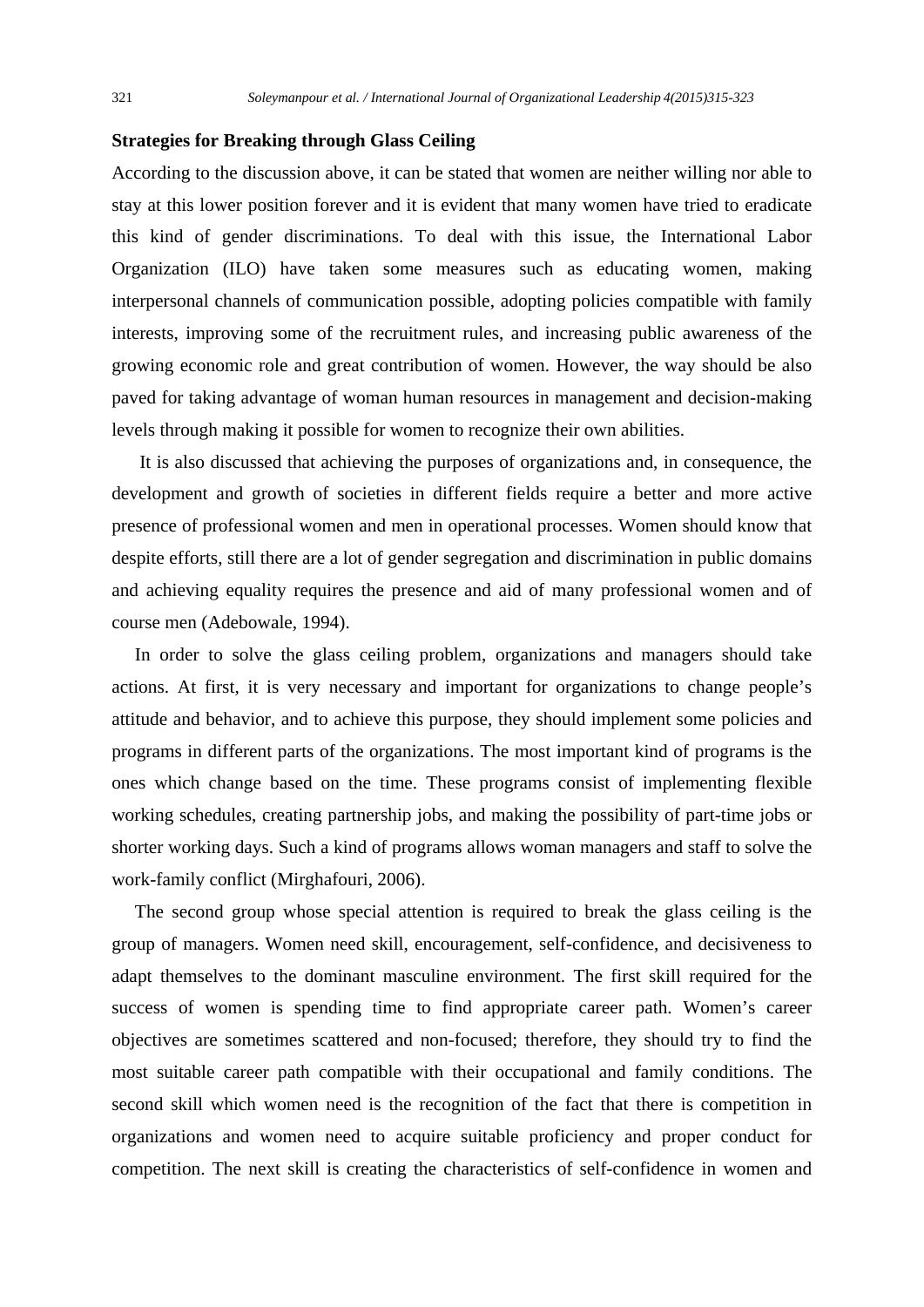**Strategies for Breaking through Glass Ceiling**

According to the discussion above, it can be stated that women are neither willing nor able to stay at this lower position forever and it is evident that many women have tried to eradicate this kind of gender discriminations. To deal with this issue, the International Labor Organization (ILO) have taken some measures such as educating women, making interpersonal channels of communication possible, adopting policies compatible with family interests, improving some of the recruitment rules, and increasing public awareness of the growing economic role and great contribution of women. However, the way should be also paved for taking advantage of woman human resources in management and decision-making levels through making it possible for women to recognize their own abilities.

It is also discussed that achieving the purposes of organizations and, in consequence, the development and growth of societies in different fields require a better and more active presence of professional women and men in operational processes. Women should know that despite efforts, still there are a lot of gender segregation and discrimination in public domains and achieving equality requires the presence and aid of many professional women and of course men (Adebowale, 1994).

In order to solve the glass ceiling problem, organizations and managers should take actions. At first, it is very necessary and important for organizations to change people's attitude and behavior, and to achieve this purpose, they should implement some policies and programs in different parts of the organizations. The most important kind of programs is the ones which change based on the time. These programs consist of implementing flexible working schedules, creating partnership jobs, and making the possibility of part-time jobs or shorter working days. Such a kind of programs allows woman managers and staff to solve the work-family conflict (Mirghafouri, 2006).

The second group whose special attention is required to break the glass ceiling is the group of managers. Women need skill, encouragement, self-confidence, and decisiveness to adapt themselves to the dominant masculine environment. The first skill required for the success of women is spending time to find appropriate career path. Women's career objectives are sometimes scattered and non-focused; therefore, they should try to find the most suitable career path compatible with their occupational and family conditions. The second skill which women need is the recognition of the fact that there is competition in organizations and women need to acquire suitable proficiency and proper conduct for competition. The next skill is creating the characteristics of self-confidence in women and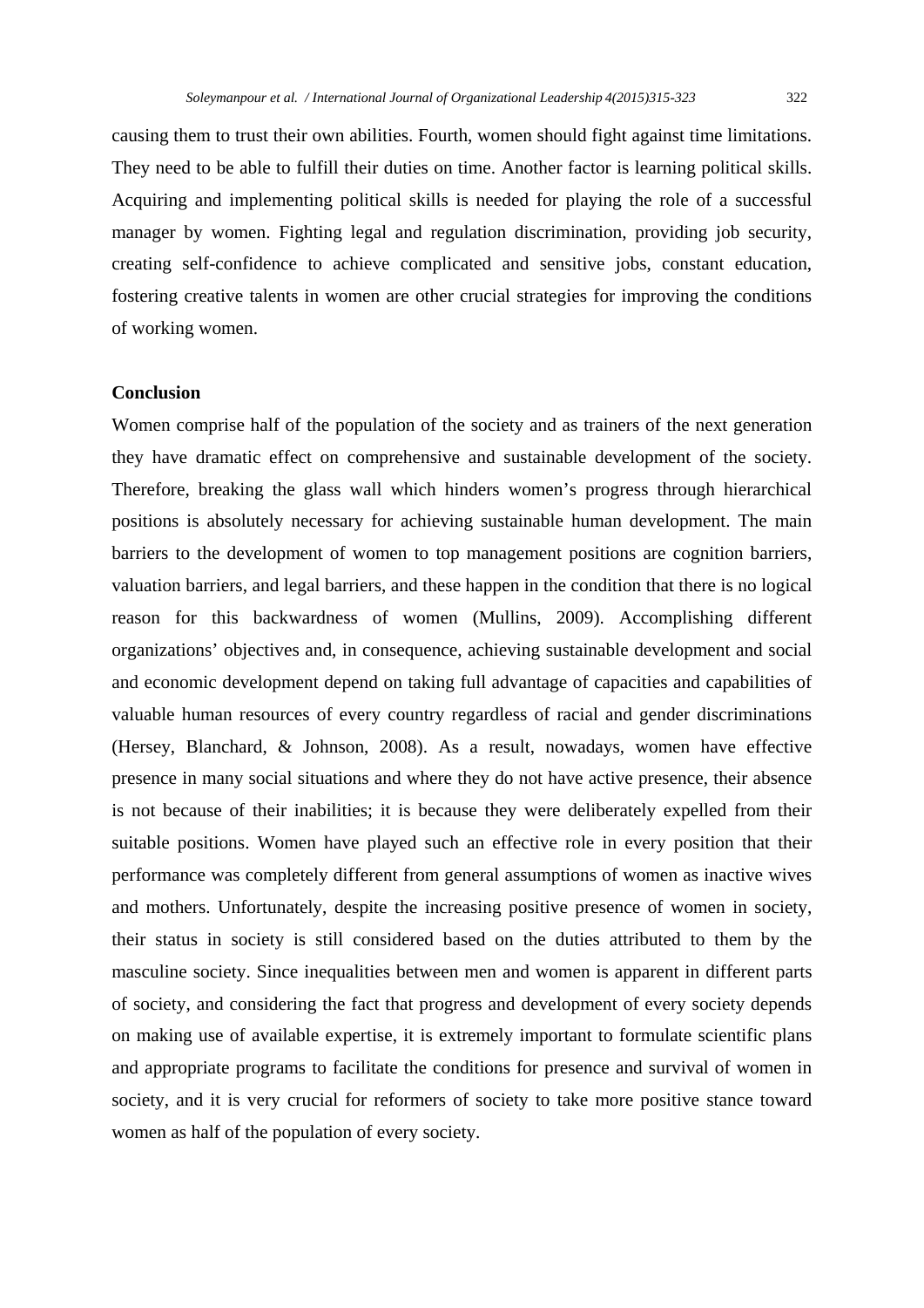causing them to trust their own abilities. Fourth, women should fight against time limitations. They need to be able to fulfill their duties on time. Another factor is learning political skills. Acquiring and implementing political skills is needed for playing the role of a successful manager by women. Fighting legal and regulation discrimination, providing job security, creating self-confidence to achieve complicated and sensitive jobs, constant education, fostering creative talents in women are other crucial strategies for improving the conditions of working women.

## Conclusion

Women comprise half of the population of the society and as trainers of the next generation they have dramatic effect on comprehensive and sustainable development of the society. Therefore, breaking the glass wall which hinders women's progress through hierarchical positions is absolutely necessary for achieving sustainable human development. The main barriers to the development of women to top management positions are cognition barriers, valuation barriers, and legal barriers, and these happen in the condition that there is no logical reason for this backwardness of women (Mullins, 2009). Accomplishing different organizations' objectives and, in consequence, achieving sustainable development and social and economic development depend on taking full advantage of capacities and capabilities of valuable human resources of every country regardless of racial and gender discriminations (Hersey, Blanchard, & Johnson, 2008). As a result, nowadays, women have effective presence in many social situations and where they do not have active presence, their absence is not because of their inabilities; it is because they were deliberately expelled from their suitable positions. Women have played such an effective role in every position that their performance was completely different from general assumptions of women as inactive wives and mothers. Unfortunately, despite the increasing positive presence of women in society, their status in society is still considered based on the duties attributed to them by the masculine society. Since inequalities between men and women is apparent in different parts of society, and considering the fact that progress and development of every society depends on making use of available expertise, it is extremely important to formulate scientific plans and appropriate programs to facilitate the conditions for presence and survival of women in society, and it is very crucial for reformers of society to take more positive stance toward women as half of the population of every society.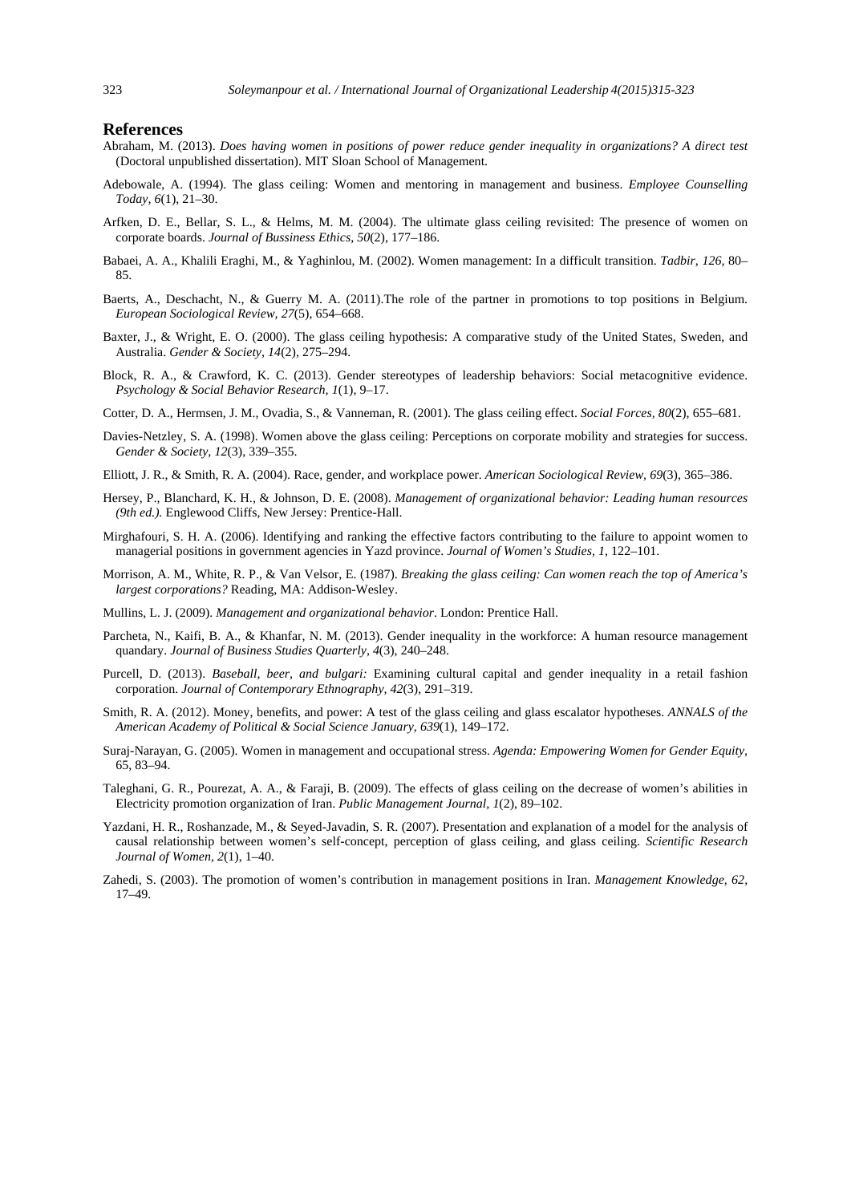## References

Abraham, M. (2013). *Does having women in positions of power reduce gender inequality in organizations? A direct test* (Doctoral unpublished dissertation). MIT Sloan School of Management.

Adebowale, A. (1994). The glass ceiling: Women and mentoring in management and business. *Employee Counselling Today, 6*(1), 21–30.

Arfken, D. E., Bellar, S. L., & Helms, M. M. (2004). The ultimate glass ceiling revisited: The presence of women on corporate boards. *Journal of Bussiness Ethics, 50*(2), 177–186.

Babaei, A. A., Khalili Eraghi, M., & Yaghinlou, M. (2002). Women management: In a difficult transition. *Tadbir, 126*, 80–85.

Baerts, A., Deschacht, N., & Guerry M. A. (2011).The role of the partner in promotions to top positions in Belgium. *European Sociological Review, 27*(5), 654–668.

Baxter, J., & Wright, E. O. (2000). The glass ceiling hypothesis: A comparative study of the United States, Sweden, and Australia. *Gender & Society, 14*(2), 275–294.

Block, R. A., & Crawford, K. C. (2013). Gender stereotypes of leadership behaviors: Social metacognitive evidence. *Psychology & Social Behavior Research, 1*(1), 9–17.

Cotter, D. A., Hermsen, J. M., Ovadia, S., & Vanneman, R. (2001). The glass ceiling effect. *Social Forces, 80*(2), 655–681.

Davies-Netzley, S. A. (1998). Women above the glass ceiling: Perceptions on corporate mobility and strategies for success. *Gender & Society, 12*(3), 339–355.

Elliott, J. R., & Smith, R. A. (2004). Race, gender, and workplace power. *American Sociological Review, 69*(3), 365–386.

Hersey, P., Blanchard, K. H., & Johnson, D. E. (2008). *Management of organizational behavior: Leading human resources (9th ed.).* Englewood Cliffs, New Jersey: Prentice-Hall.

Mirghafouri, S. H. A. (2006). Identifying and ranking the effective factors contributing to the failure to appoint women to managerial positions in government agencies in Yazd province. *Journal of Women's Studies, 1*, 122–101.

Morrison, A. M., White, R. P., & Van Velsor, E. (1987). *Breaking the glass ceiling: Can women reach the top of America's largest corporations?* Reading, MA: Addison-Wesley.

Mullins, L. J. (2009). *Management and organizational behavior*. London: Prentice Hall.

Parcheta, N., Kaifi, B. A., & Khanfar, N. M. (2013). Gender inequality in the workforce: A human resource management quandary. *Journal of Business Studies Quarterly, 4*(3), 240–248.

Purcell, D. (2013). *Baseball, beer, and bulgari:* Examining cultural capital and gender inequality in a retail fashion corporation. *Journal of Contemporary Ethnography, 42*(3), 291–319.

Smith, R. A. (2012). Money, benefits, and power: A test of the glass ceiling and glass escalator hypotheses. *ANNALS of the American Academy of Political & Social Science January, 639*(1), 149–172.

Suraj-Narayan, G. (2005). Women in management and occupational stress. *Agenda: Empowering Women for Gender Equity,* 65, 83–94.

Taleghani, G. R., Pourezat, A. A., & Faraji, B. (2009). The effects of glass ceiling on the decrease of women's abilities in Electricity promotion organization of Iran. *Public Management Journal, 1*(2), 89–102.

Yazdani, H. R., Roshanzade, M., & Seyed-Javadin, S. R. (2007). Presentation and explanation of a model for the analysis of causal relationship between women's self-concept, perception of glass ceiling, and glass ceiling. *Scientific Research Journal of Women, 2*(1), 1–40.

Zahedi, S. (2003). The promotion of women's contribution in management positions in Iran. *Management Knowledge, 62*, 17–49.